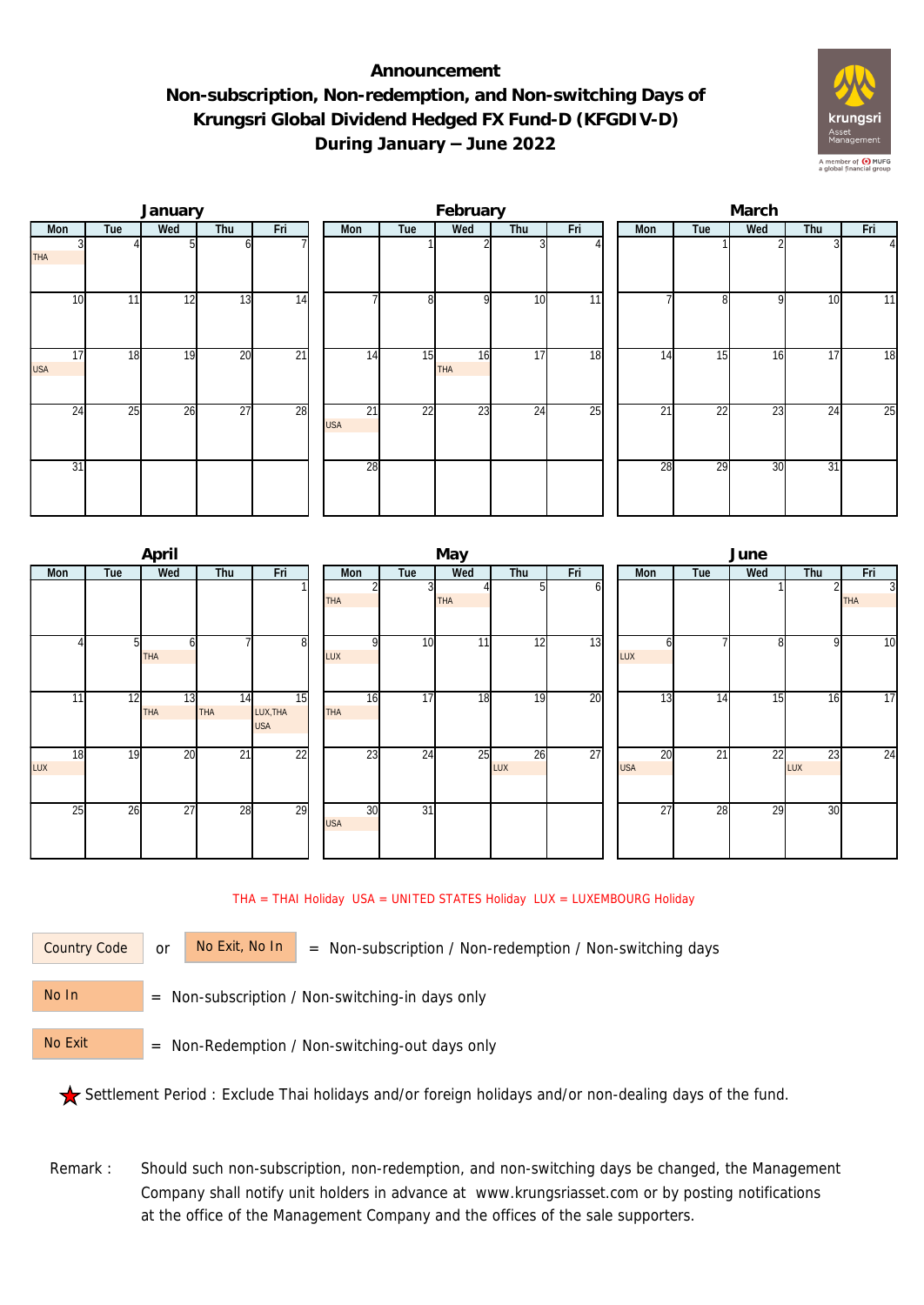# Announcement
## Non-subscription, Non-redemption, and Non-switching Days of Krungsri Global Dividend Hedged FX Fund-D (KFGDIV-D)
## During January – June 2022

### January

| Mon | Tue | Wed | Thu | Fri |
|---|---|---|---|---|
| 3 THA | 4 | 5 | 6 | 7 |
| 10 | 11 | 12 | 13 | 14 |
| 17 USA | 18 | 19 | 20 | 21 |
| 24 | 25 | 26 | 27 | 28 |
| 31 | | | | |

### February

| Mon | Tue | Wed | Thu | Fri |
|---|---|---|---|---|
| | 1 | 2 | 3 | 4 |
| 7 | 8 | 9 | 10 | 11 |
| 14 | 15 | 16 THA | 17 | 18 |
| 21 USA | 22 | 23 | 24 | 25 |
| 28 | | | | |

### March

| Mon | Tue | Wed | Thu | Fri |
|---|---|---|---|---|
| | 1 | 2 | 3 | 4 |
| 7 | 8 | 9 | 10 | 11 |
| 14 | 15 | 16 | 17 | 18 |
| 21 | 22 | 23 | 24 | 25 |
| 28 | 29 | 30 | 31 | |

### April

| Mon | Tue | Wed | Thu | Fri |
|---|---|---|---|---|
| | | | | 1 |
| 4 | 5 | 6 THA | 7 | 8 |
| 11 | 12 | 13 THA | 14 THA | 15 LUX,THA USA |
| 18 LUX | 19 | 20 | 21 | 22 |
| 25 | 26 | 27 | 28 | 29 |

### May

| Mon | Tue | Wed | Thu | Fri |
|---|---|---|---|---|
| 2 THA | 3 | 4 THA | 5 | 6 |
| 9 LUX | 10 | 11 | 12 | 13 |
| 16 THA | 17 | 18 | 19 | 20 |
| 23 | 24 | 25 | 26 LUX | 27 |
| 30 USA | 31 | | | |

### June

| Mon | Tue | Wed | Thu | Fri |
|---|---|---|---|---|
| | | 1 | 2 | 3 THA |
| 6 LUX | 7 | 8 | 9 | 10 |
| 13 | 14 | 15 | 16 | 17 |
| 20 USA | 21 | 22 | 23 LUX | 24 |
| 27 | 28 | 29 | 30 | |

THA = THAI Holiday USA = UNITED STATES Holiday LUX = LUXEMBOURG Holiday

Country Code or No Exit, No In = Non-subscription / Non-redemption / Non-switching days

No In = Non-subscription / Non-switching-in days only

No Exit = Non-Redemption / Non-switching-out days only

★ Settlement Period : Exclude Thai holidays and/or foreign holidays and/or non-dealing days of the fund.

Remark : Should such non-subscription, non-redemption, and non-switching days be changed, the Management Company shall notify unit holders in advance at www.krungsriasset.com or by posting notifications at the office of the Management Company and the offices of the sale supporters.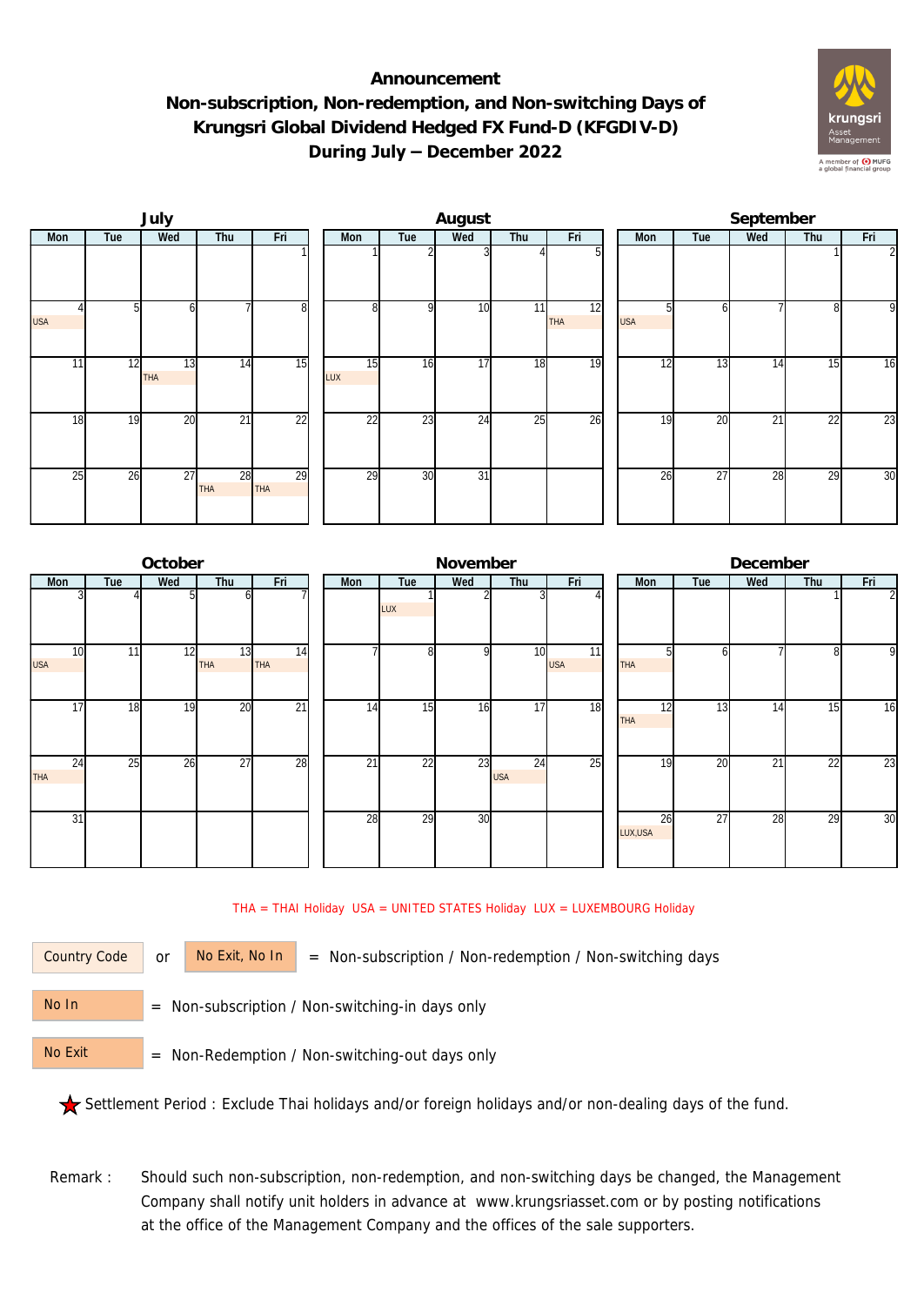**Announcement**
**Non-subscription, Non-redemption, and Non-switching Days of Krungsri Global Dividend Hedged FX Fund-D (KFGDIV-D) During July – December 2022**

**July**

| Mon | Tue | Wed | Thu | Fri |
|---|---|---|---|---|
| | | | | 1 |
| 4 USA | 5 | 6 | 7 | 8 |
| 11 | 12 | 13 THA | 14 | 15 |
| 18 | 19 | 20 | 21 | 22 |
| 25 | 26 | 27 | 28 THA | 29 THA |

**August**

| Mon | Tue | Wed | Thu | Fri |
|---|---|---|---|---|
| 1 | 2 | 3 | 4 | 5 |
| 8 | 9 | 10 | 11 | 12 THA |
| 15 LUX | 16 | 17 | 18 | 19 |
| 22 | 23 | 24 | 25 | 26 |
| 29 | 30 | 31 | | |

**September**

| Mon | Tue | Wed | Thu | Fri |
|---|---|---|---|---|
| | | | 1 | 2 |
| 5 USA | 6 | 7 | 8 | 9 |
| 12 | 13 | 14 | 15 | 16 |
| 19 | 20 | 21 | 22 | 23 |
| 26 | 27 | 28 | 29 | 30 |

**October**

| Mon | Tue | Wed | Thu | Fri |
|---|---|---|---|---|
| 3 | 4 | 5 | 6 | 7 |
| 10 USA | 11 | 12 | 13 THA | 14 THA |
| 17 | 18 | 19 | 20 | 21 |
| 24 THA | 25 | 26 | 27 | 28 |
| 31 | | | | |

**November**

| Mon | Tue | Wed | Thu | Fri |
|---|---|---|---|---|
| | 1 LUX | 2 | 3 | 4 |
| 7 | 8 | 9 | 10 | 11 USA |
| 14 | 15 | 16 | 17 | 18 |
| 21 | 22 | 23 | 24 USA | 25 |
| 28 | 29 | 30 | | |

**December**

| Mon | Tue | Wed | Thu | Fri |
|---|---|---|---|---|
| | | | 1 | 2 |
| 5 THA | 6 | 7 | 8 | 9 |
| 12 THA | 13 | 14 | 15 | 16 |
| 19 | 20 | 21 | 22 | 23 |
| 26 LUX,USA | 27 | 28 | 29 | 30 |

THA = THAI Holiday USA = UNITED STATES Holiday LUX = LUXEMBOURG Holiday

Country Code or No Exit, No In = Non-subscription / Non-redemption / Non-switching days

No In = Non-subscription / Non-switching-in days only

No Exit = Non-Redemption / Non-switching-out days only

★ Settlement Period : Exclude Thai holidays and/or foreign holidays and/or non-dealing days of the fund.

Remark : Should such non-subscription, non-redemption, and non-switching days be changed, the Management Company shall notify unit holders in advance at www.krungsriasset.com or by posting notifications at the office of the Management Company and the offices of the sale supporters.